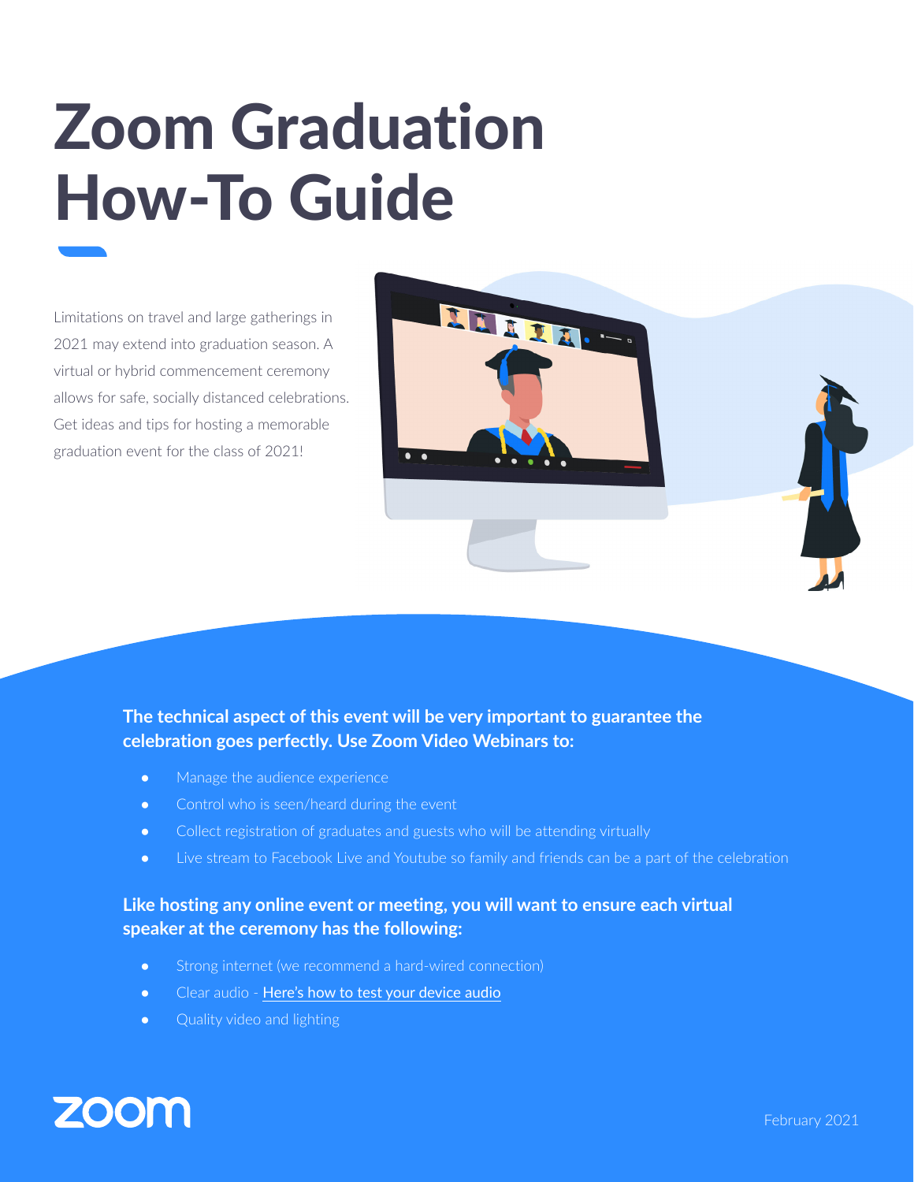# Zoom Graduation How-To Guide

Limitations on travel and large gatherings in 2021 may extend into graduation season. A virtual or hybrid commencement ceremony allows for safe, socially distanced celebrations. Get ideas and tips for hosting a memorable graduation event for the class of 2021!

**The technical aspect of this event will be very important to guarantee the celebration goes perfectly. Use Zoom Video Webinars to:**

- Manage the audience experience
- Control who is seen/heard during the event
- Collect registration of graduates and guests who will be attending virtually
- Live stream to Facebook Live and Youtube so family and friends can be a part of the celebration

**Like hosting any online event or meeting, you will want to ensure each virtual speaker at the ceremony has the following:**

- Strong internet (we recommend a hard-wired connection)
- Clear audio - Here's how to test your device audio
- Quality video and lighting

zoom

February 2021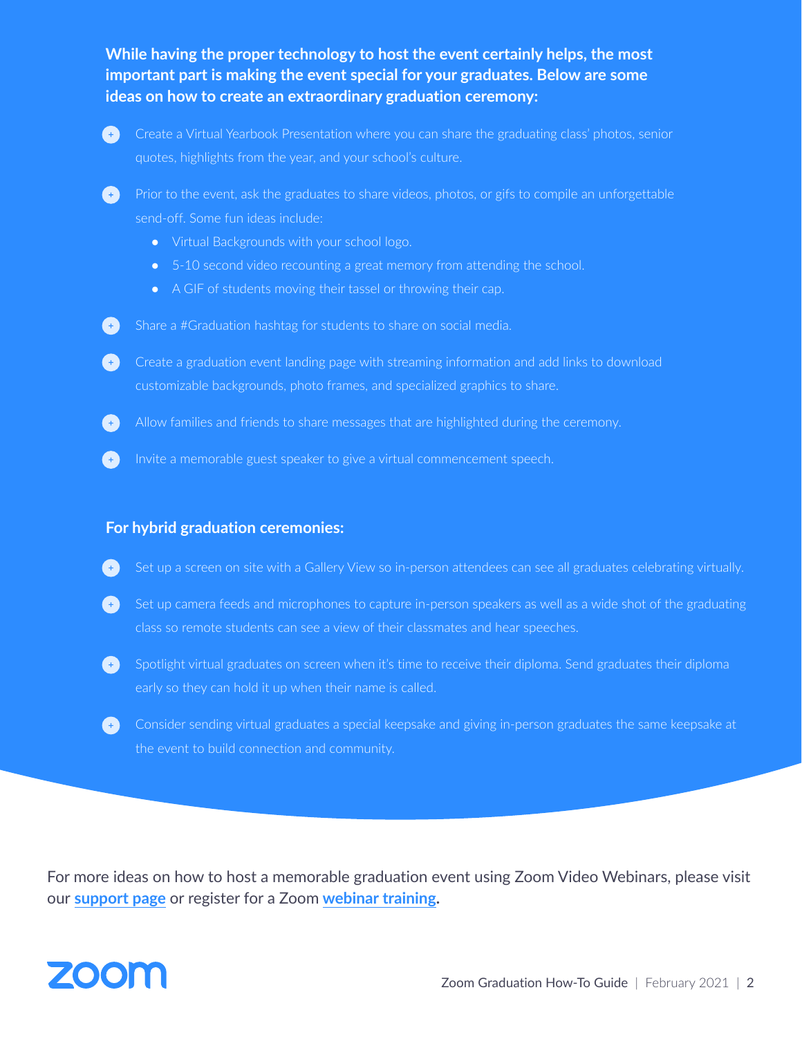**While having the proper technology to host the event certainly helps, the most important part is making the event special for your graduates. Below are some ideas on how to create an extraordinary graduation ceremony:**

- Create a Virtual Yearbook Presentation where you can share the graduating class' photos, senior quotes, highlights from the year, and your school's culture.
- Prior to the event, ask the graduates to share videos, photos, or gifs to compile an unforgettable send-off. Some fun ideas include:
  - Virtual Backgrounds with your school logo.
  - 5-10 second video recounting a great memory from attending the school.
  - A GIF of students moving their tassel or throwing their cap.
- Share a #Graduation hashtag for students to share on social media.
- Create a graduation event landing page with streaming information and add links to download customizable backgrounds, photo frames, and specialized graphics to share.
- Allow families and friends to share messages that are highlighted during the ceremony.
- Invite a memorable guest speaker to give a virtual commencement speech.

**For hybrid graduation ceremonies:**

- Set up a screen on site with a Gallery View so in-person attendees can see all graduates celebrating virtually.
- Set up camera feeds and microphones to capture in-person speakers as well as a wide shot of the graduating class so remote students can see a view of their classmates and hear speeches.
- Spotlight virtual graduates on screen when it's time to receive their diploma. Send graduates their diploma early so they can hold it up when their name is called.
- Consider sending virtual graduates a special keepsake and giving in-person graduates the same keepsake at the event to build connection and community.

For more ideas on how to host a memorable graduation event using Zoom Video Webinars, please visit our **support page** or register for a Zoom **webinar training**.

zoom